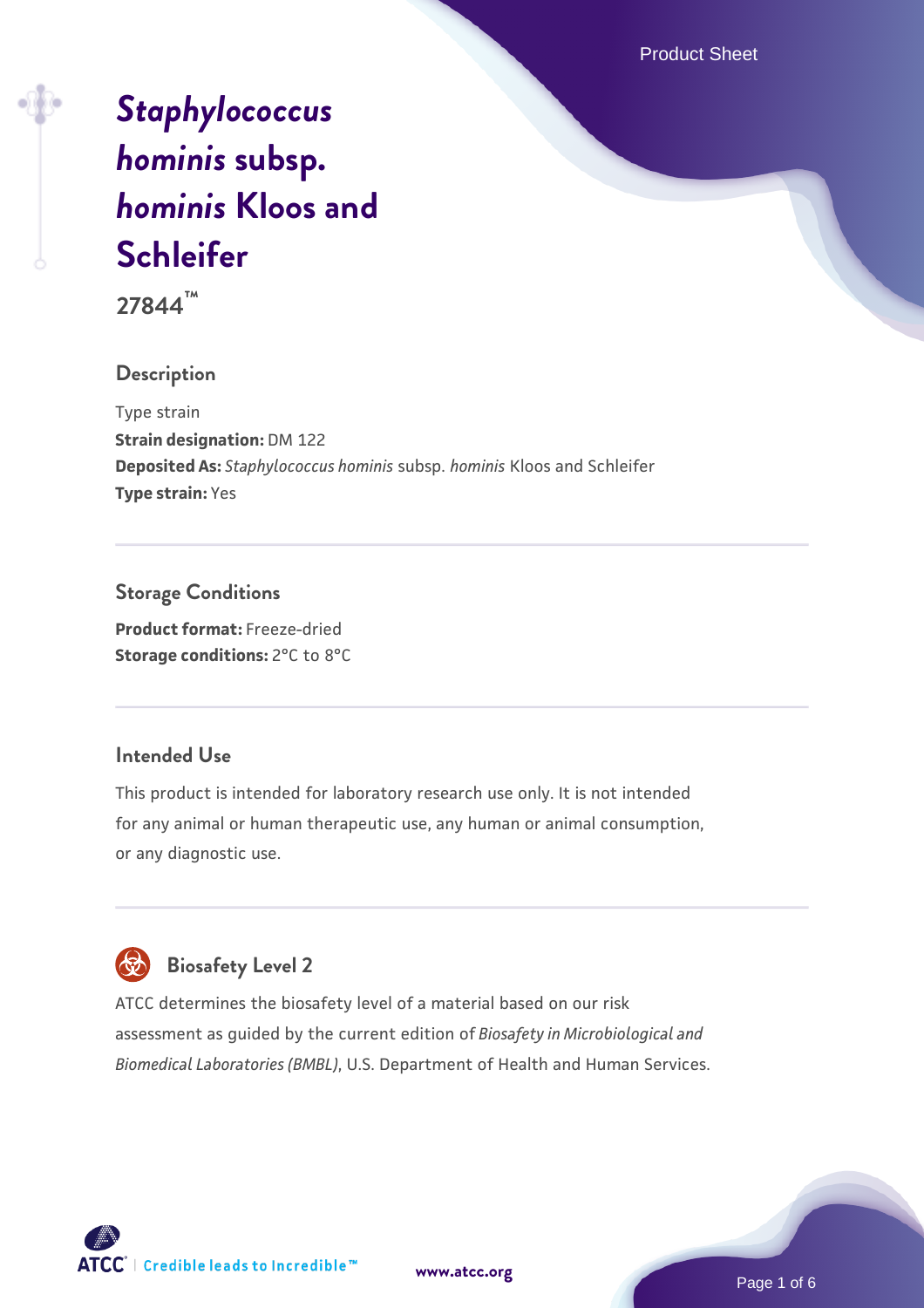# *Staphylococcus hominis* subsp. *hominis* Kloos and Schleifer

**27844™**

## Description

Type strain
**Strain designation:** DM 122
**Deposited As:** *Staphylococcus hominis* subsp. *hominis* Kloos and Schleifer
**Type strain:** Yes

## Storage Conditions

**Product format:** Freeze-dried
**Storage conditions:** 2°C to 8°C

## Intended Use

This product is intended for laboratory research use only. It is not intended for any animal or human therapeutic use, any human or animal consumption, or any diagnostic use.

## Biosafety Level 2

ATCC determines the biosafety level of a material based on our risk assessment as guided by the current edition of *Biosafety in Microbiological and Biomedical Laboratories (BMBL)*, U.S. Department of Health and Human Services.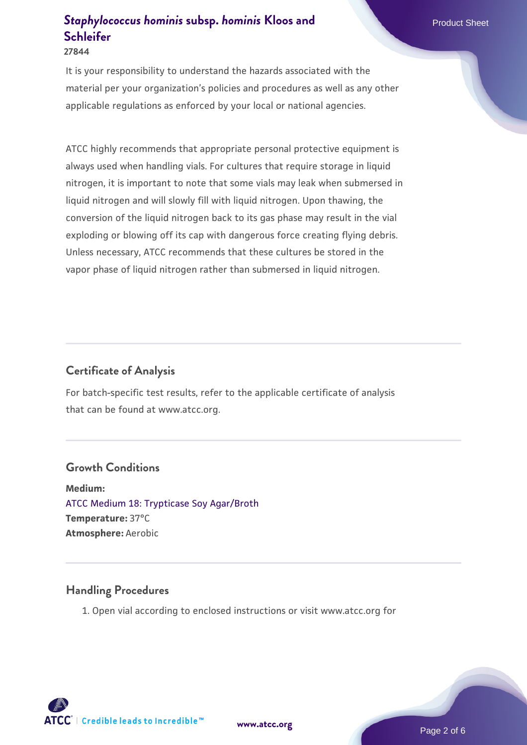It is your responsibility to understand the hazards associated with the material per your organization's policies and procedures as well as any other applicable regulations as enforced by your local or national agencies.

ATCC highly recommends that appropriate personal protective equipment is always used when handling vials. For cultures that require storage in liquid nitrogen, it is important to note that some vials may leak when submersed in liquid nitrogen and will slowly fill with liquid nitrogen. Upon thawing, the conversion of the liquid nitrogen back to its gas phase may result in the vial exploding or blowing off its cap with dangerous force creating flying debris. Unless necessary, ATCC recommends that these cultures be stored in the vapor phase of liquid nitrogen rather than submersed in liquid nitrogen.

## Certificate of Analysis

For batch-specific test results, refer to the applicable certificate of analysis that can be found at www.atcc.org.

## Growth Conditions

**Medium:**
ATCC Medium 18: Trypticase Soy Agar/Broth
**Temperature:** 37°C
**Atmosphere:** Aerobic

## Handling Procedures

1. Open vial according to enclosed instructions or visit www.atcc.org for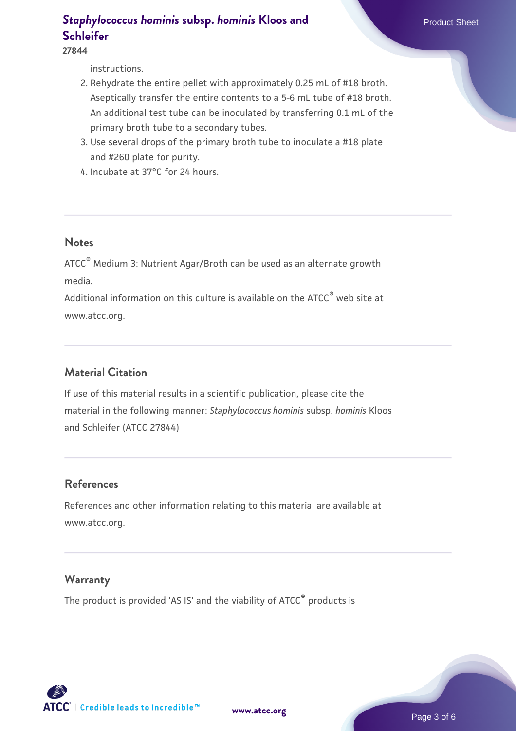instructions.

2. Rehydrate the entire pellet with approximately 0.25 mL of #18 broth. Aseptically transfer the entire contents to a 5-6 mL tube of #18 broth. An additional test tube can be inoculated by transferring 0.1 mL of the primary broth tube to a secondary tubes.
3. Use several drops of the primary broth tube to inoculate a #18 plate and #260 plate for purity.
4. Incubate at 37°C for 24 hours.

## Notes

ATCC® Medium 3: Nutrient Agar/Broth can be used as an alternate growth media.

Additional information on this culture is available on the ATCC® web site at www.atcc.org.

## Material Citation

If use of this material results in a scientific publication, please cite the material in the following manner: *Staphylococcus hominis* subsp. *hominis* Kloos and Schleifer (ATCC 27844)

## References

References and other information relating to this material are available at www.atcc.org.

## Warranty

The product is provided 'AS IS' and the viability of ATCC® products is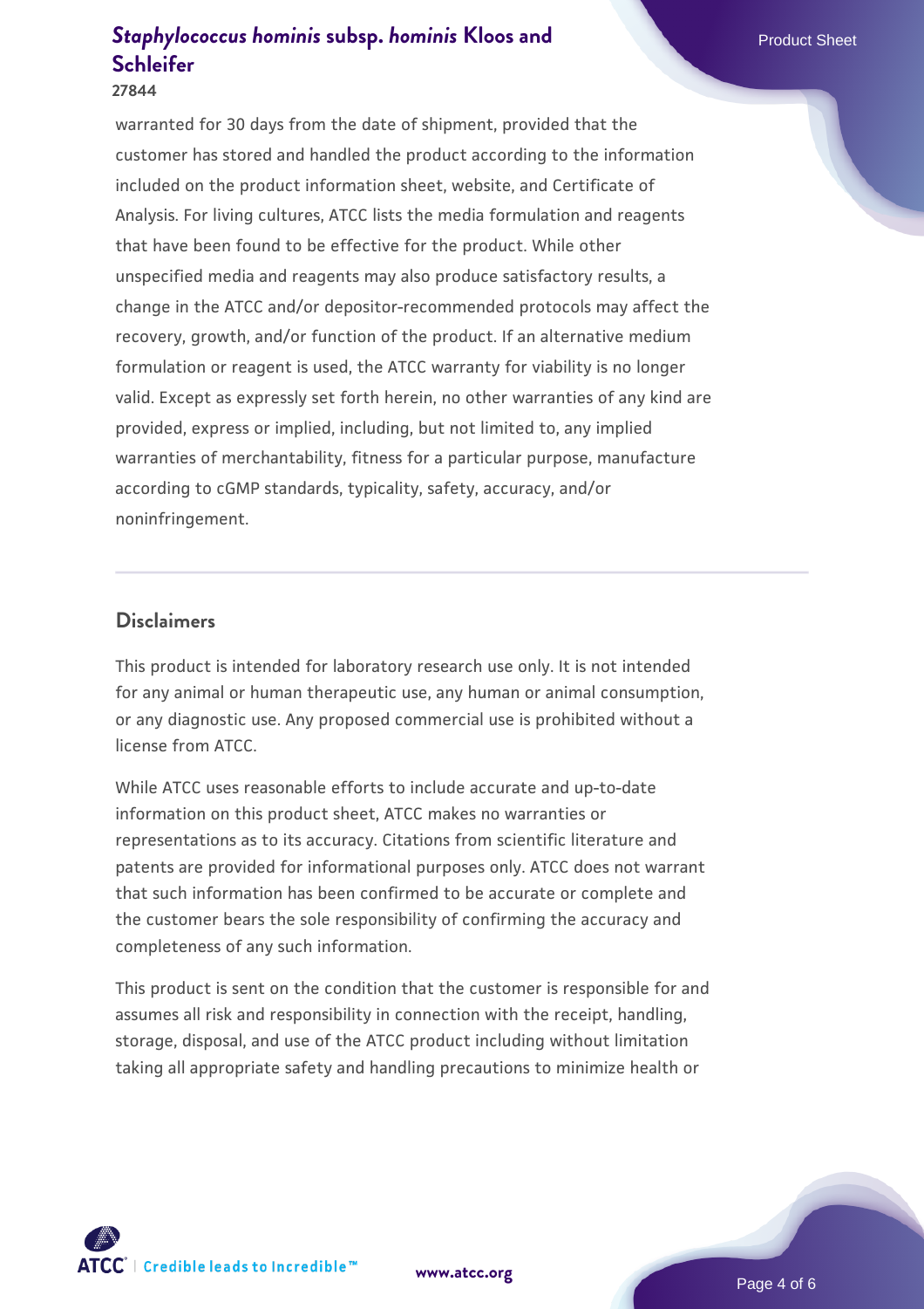warranted for 30 days from the date of shipment, provided that the customer has stored and handled the product according to the information included on the product information sheet, website, and Certificate of Analysis. For living cultures, ATCC lists the media formulation and reagents that have been found to be effective for the product. While other unspecified media and reagents may also produce satisfactory results, a change in the ATCC and/or depositor-recommended protocols may affect the recovery, growth, and/or function of the product. If an alternative medium formulation or reagent is used, the ATCC warranty for viability is no longer valid. Except as expressly set forth herein, no other warranties of any kind are provided, express or implied, including, but not limited to, any implied warranties of merchantability, fitness for a particular purpose, manufacture according to cGMP standards, typicality, safety, accuracy, and/or noninfringement.

## Disclaimers

This product is intended for laboratory research use only. It is not intended for any animal or human therapeutic use, any human or animal consumption, or any diagnostic use. Any proposed commercial use is prohibited without a license from ATCC.

While ATCC uses reasonable efforts to include accurate and up-to-date information on this product sheet, ATCC makes no warranties or representations as to its accuracy. Citations from scientific literature and patents are provided for informational purposes only. ATCC does not warrant that such information has been confirmed to be accurate or complete and the customer bears the sole responsibility of confirming the accuracy and completeness of any such information.

This product is sent on the condition that the customer is responsible for and assumes all risk and responsibility in connection with the receipt, handling, storage, disposal, and use of the ATCC product including without limitation taking all appropriate safety and handling precautions to minimize health or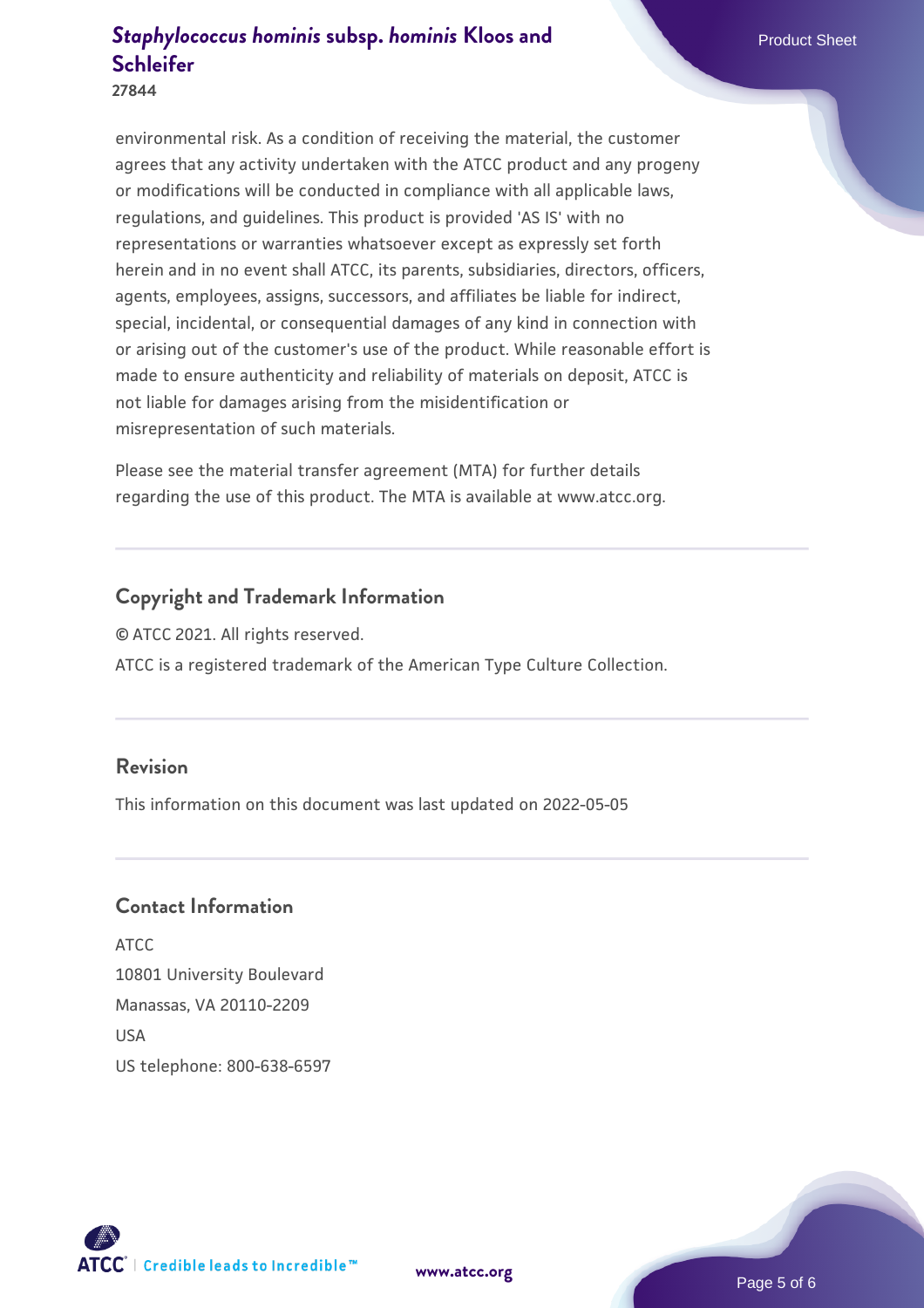environmental risk. As a condition of receiving the material, the customer agrees that any activity undertaken with the ATCC product and any progeny or modifications will be conducted in compliance with all applicable laws, regulations, and guidelines. This product is provided 'AS IS' with no representations or warranties whatsoever except as expressly set forth herein and in no event shall ATCC, its parents, subsidiaries, directors, officers, agents, employees, assigns, successors, and affiliates be liable for indirect, special, incidental, or consequential damages of any kind in connection with or arising out of the customer's use of the product. While reasonable effort is made to ensure authenticity and reliability of materials on deposit, ATCC is not liable for damages arising from the misidentification or misrepresentation of such materials.

Please see the material transfer agreement (MTA) for further details regarding the use of this product. The MTA is available at www.atcc.org.

## Copyright and Trademark Information

© ATCC 2021. All rights reserved.

ATCC is a registered trademark of the American Type Culture Collection.

## Revision

This information on this document was last updated on 2022-05-05

## Contact Information

ATCC
10801 University Boulevard
Manassas, VA 20110-2209
USA
US telephone: 800-638-6597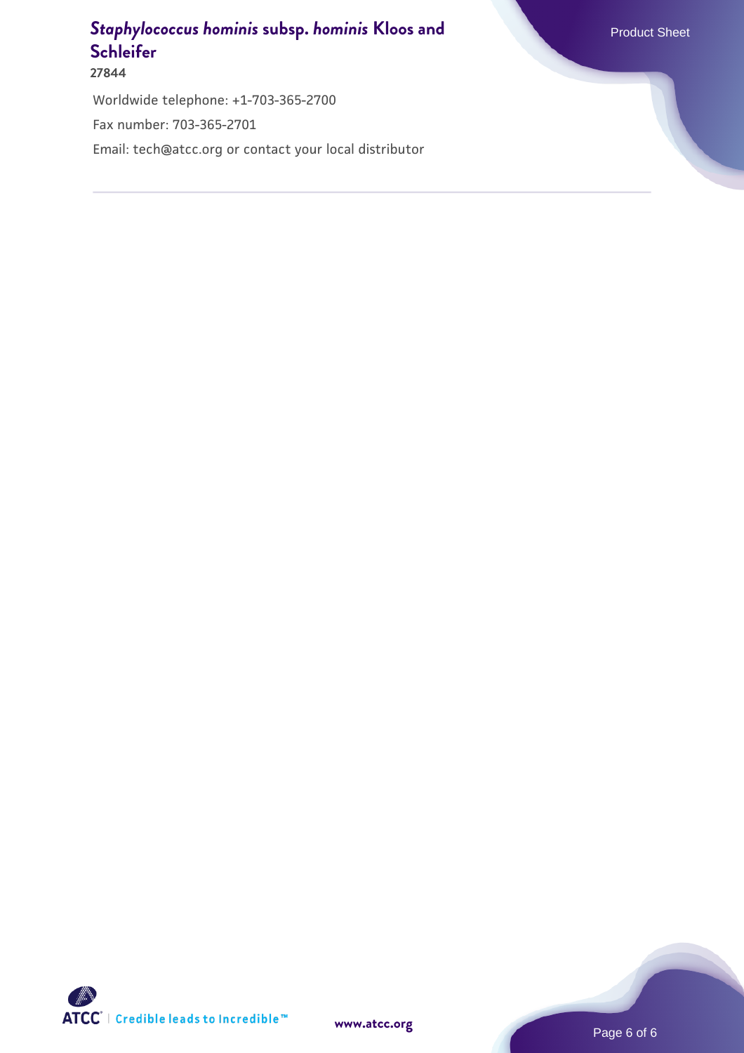Worldwide telephone: +1-703-365-2700

Fax number: 703-365-2701

Email: tech@atcc.org or contact your local distributor